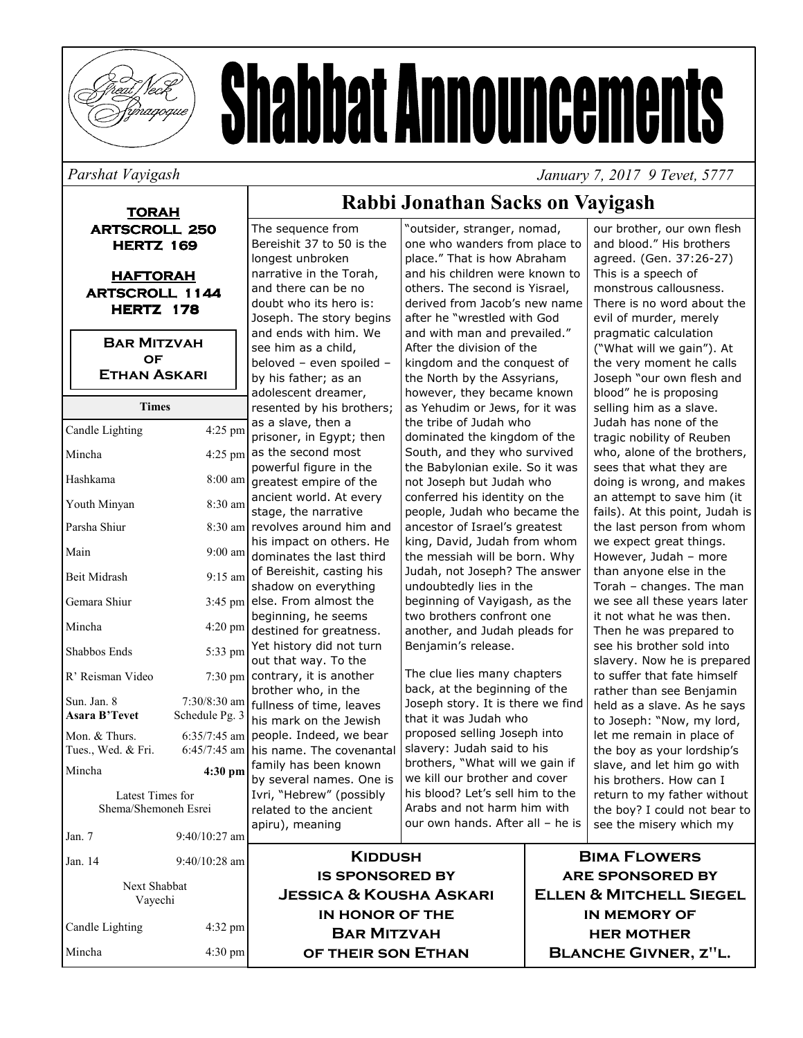# Shabbat Announcements

*Parshat Vayigash* *January 7, 2017 9 Tevet, 5777*

**TORAH**
**ARTSCROLL 250**
**HERTZ 169**

**HAFTORAH**
**ARTSCROLL 1144**
**HERTZ 178**

**Bar Mitzvah of Ethan Askari**

| Times | |
|---|---|
| Candle Lighting | 4:25 pm |
| Mincha | 4:25 pm |
| Hashkama | 8:00 am |
| Youth Minyan | 8:30 am |
| Parsha Shiur | 8:30 am |
| Main | 9:00 am |
| Beit Midrash | 9:15 am |
| Gemara Shiur | 3:45 pm |
| Mincha | 4:20 pm |
| Shabbos Ends | 5:33 pm |
| R' Reisman Video | 7:30 pm |
| Sun. Jan. 8 **Asara B'Tevet** | 7:30/8:30 am Schedule Pg. 3 |
| Mon. & Thurs. | 6:35/7:45 am |
| Tues., Wed. & Fri. | 6:45/7:45 am |
| Mincha | **4:30 pm** |
| Latest Times for Shema/Shemoneh Esrei | |
| Jan. 7 | 9:40/10:27 am |
| Jan. 14 | 9:40/10:28 am |
| Next Shabbat Vayechi | |
| Candle Lighting | 4:32 pm |
| Mincha | 4:30 pm |

## Rabbi Jonathan Sacks on Vayigash

The sequence from Bereishit 37 to 50 is the longest unbroken narrative in the Torah, and there can be no doubt who its hero is: Joseph. The story begins and ends with him. We see him as a child, beloved – even spoiled – by his father; as an adolescent dreamer, resented by his brothers; as a slave, then a prisoner, in Egypt; then as the second most powerful figure in the greatest empire of the ancient world. At every stage, the narrative revolves around him and his impact on others. He dominates the last third of Bereishit, casting his shadow on everything else. From almost the beginning, he seems destined for greatness. Yet history did not turn out that way. To the contrary, it is another brother who, in the fullness of time, leaves his mark on the Jewish people. Indeed, we bear his name. The covenantal family has been known by several names. One is Ivri, "Hebrew" (possibly related to the ancient apiru), meaning "outsider, stranger, nomad, one who wanders from place to place." That is how Abraham and his children were known to others. The second is Yisrael, derived from Jacob's new name after he "wrestled with God and with man and prevailed." After the division of the kingdom and the conquest of the North by the Assyrians, however, they became known as Yehudim or Jews, for it was the tribe of Judah who dominated the kingdom of the South, and they who survived the Babylonian exile. So it was not Joseph but Judah who conferred his identity on the people, Judah who became the ancestor of Israel's greatest king, David, Judah from whom the messiah will be born. Why Judah, not Joseph? The answer undoubtedly lies in the beginning of Vayigash, as the two brothers confront one another, and Judah pleads for Benjamin's release.

The clue lies many chapters back, at the beginning of the Joseph story. It is there we find that it was Judah who proposed selling Joseph into slavery: Judah said to his brothers, "What will we gain if we kill our brother and cover his blood? Let's sell him to the Arabs and not harm him with our own hands. After all – he is our brother, our own flesh and blood." His brothers agreed. (Gen. 37:26-27) This is a speech of monstrous callousness. There is no word about the evil of murder, merely pragmatic calculation ("What will we gain"). At the very moment he calls Joseph "our own flesh and blood" he is proposing selling him as a slave. Judah has none of the tragic nobility of Reuben who, alone of the brothers, sees that what they are doing is wrong, and makes an attempt to save him (it fails). At this point, Judah is the last person from whom we expect great things. However, Judah – more than anyone else in the Torah – changes. The man we see all these years later it not what he was then. Then he was prepared to see his brother sold into slavery. Now he is prepared to suffer that fate himself rather than see Benjamin held as a slave. As he says to Joseph: "Now, my lord, let me remain in place of the boy as your lordship's slave, and let him go with his brothers. How can I return to my father without the boy? I could not bear to see the misery which my

**Kiddush is sponsored by Jessica & Kousha Askari in honor of the Bar Mitzvah of their son Ethan**

**Bima Flowers are sponsored by Ellen & Mitchell Siegel in memory of her mother Blanche Givner, z"l.**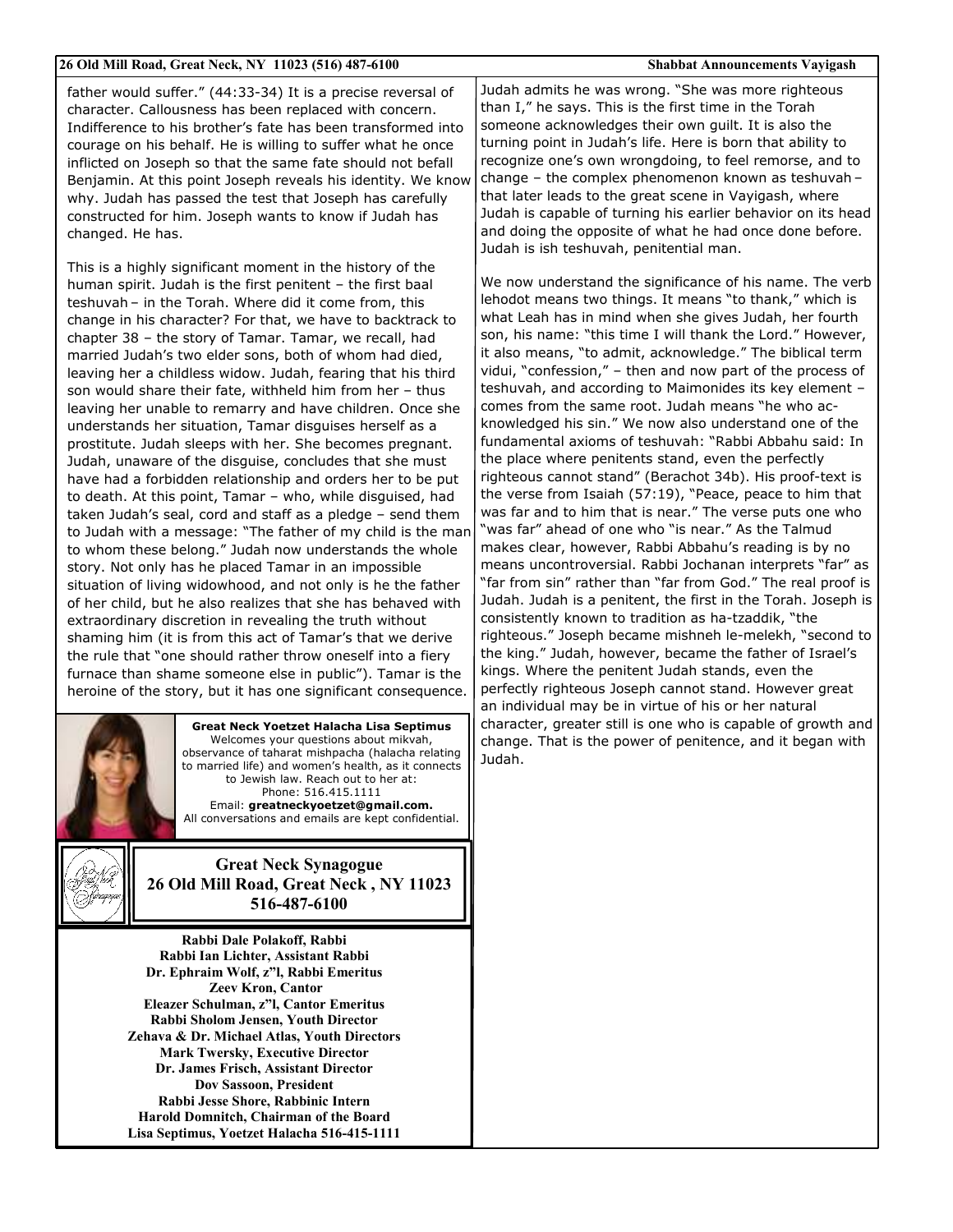father would suffer." (44:33-34) It is a precise reversal of character. Callousness has been replaced with concern. Indifference to his brother's fate has been transformed into courage on his behalf. He is willing to suffer what he once inflicted on Joseph so that the same fate should not befall Benjamin. At this point Joseph reveals his identity. We know why. Judah has passed the test that Joseph has carefully constructed for him. Joseph wants to know if Judah has changed. He has.

This is a highly significant moment in the history of the human spirit. Judah is the first penitent – the first baal teshuvah – in the Torah. Where did it come from, this change in his character? For that, we have to backtrack to chapter 38 – the story of Tamar. Tamar, we recall, had married Judah's two elder sons, both of whom had died, leaving her a childless widow. Judah, fearing that his third son would share their fate, withheld him from her – thus leaving her unable to remarry and have children. Once she understands her situation, Tamar disguises herself as a prostitute. Judah sleeps with her. She becomes pregnant. Judah, unaware of the disguise, concludes that she must have had a forbidden relationship and orders her to be put to death. At this point, Tamar – who, while disguised, had taken Judah's seal, cord and staff as a pledge – send them to Judah with a message: "The father of my child is the man to whom these belong." Judah now understands the whole story. Not only has he placed Tamar in an impossible situation of living widowhood, and not only is he the father of her child, but he also realizes that she has behaved with extraordinary discretion in revealing the truth without shaming him (it is from this act of Tamar's that we derive the rule that "one should rather throw oneself into a fiery furnace than shame someone else in public"). Tamar is the heroine of the story, but it has one significant consequence.

Judah admits he was wrong. "She was more righteous than I," he says. This is the first time in the Torah someone acknowledges their own guilt. It is also the turning point in Judah's life. Here is born that ability to recognize one's own wrongdoing, to feel remorse, and to change – the complex phenomenon known as teshuvah – that later leads to the great scene in Vayigash, where Judah is capable of turning his earlier behavior on its head and doing the opposite of what he had once done before. Judah is ish teshuvah, penitential man.

We now understand the significance of his name. The verb lehodot means two things. It means "to thank," which is what Leah has in mind when she gives Judah, her fourth son, his name: "this time I will thank the Lord." However, it also means, "to admit, acknowledge." The biblical term vidui, "confession," – then and now part of the process of teshuvah, and according to Maimonides its key element – comes from the same root. Judah means "he who acknowledged his sin." We now also understand one of the fundamental axioms of teshuvah: "Rabbi Abbahu said: In the place where penitents stand, even the perfectly righteous cannot stand" (Berachot 34b). His proof-text is the verse from Isaiah (57:19), "Peace, peace to him that was far and to him that is near." The verse puts one who "was far" ahead of one who "is near." As the Talmud makes clear, however, Rabbi Abbahu's reading is by no means uncontroversial. Rabbi Jochanan interprets "far" as "far from sin" rather than "far from God." The real proof is Judah. Judah is a penitent, the first in the Torah. Joseph is consistently known to tradition as ha-tzaddik, "the righteous." Joseph became mishneh le-melekh, "second to the king." Judah, however, became the father of Israel's kings. Where the penitent Judah stands, even the perfectly righteous Joseph cannot stand. However great an individual may be in virtue of his or her natural character, greater still is one who is capable of growth and change. That is the power of penitence, and it began with Judah.

**Great Neck Yoetzet Halacha Lisa Septimus**
Welcomes your questions about mikvah, observance of taharat mishpacha (halacha relating to married life) and women's health, as it connects to Jewish law. Reach out to her at:
Phone: 516.415.1111
Email: **greatneckyoetzet@gmail.com.**
All conversations and emails are kept confidential.

**Great Neck Synagogue**
**26 Old Mill Road, Great Neck , NY 11023**
**516-487-6100**

**Rabbi Dale Polakoff, Rabbi**
**Rabbi Ian Lichter, Assistant Rabbi**
**Dr. Ephraim Wolf, z"l, Rabbi Emeritus**
**Zeev Kron, Cantor**
**Eleazer Schulman, z"l, Cantor Emeritus**
**Rabbi Sholom Jensen, Youth Director**
**Zehava & Dr. Michael Atlas, Youth Directors**
**Mark Twersky, Executive Director**
**Dr. James Frisch, Assistant Director**
**Dov Sassoon, President**
**Rabbi Jesse Shore, Rabbinic Intern**
**Harold Domnitch, Chairman of the Board**
**Lisa Septimus, Yoetzet Halacha 516-415-1111**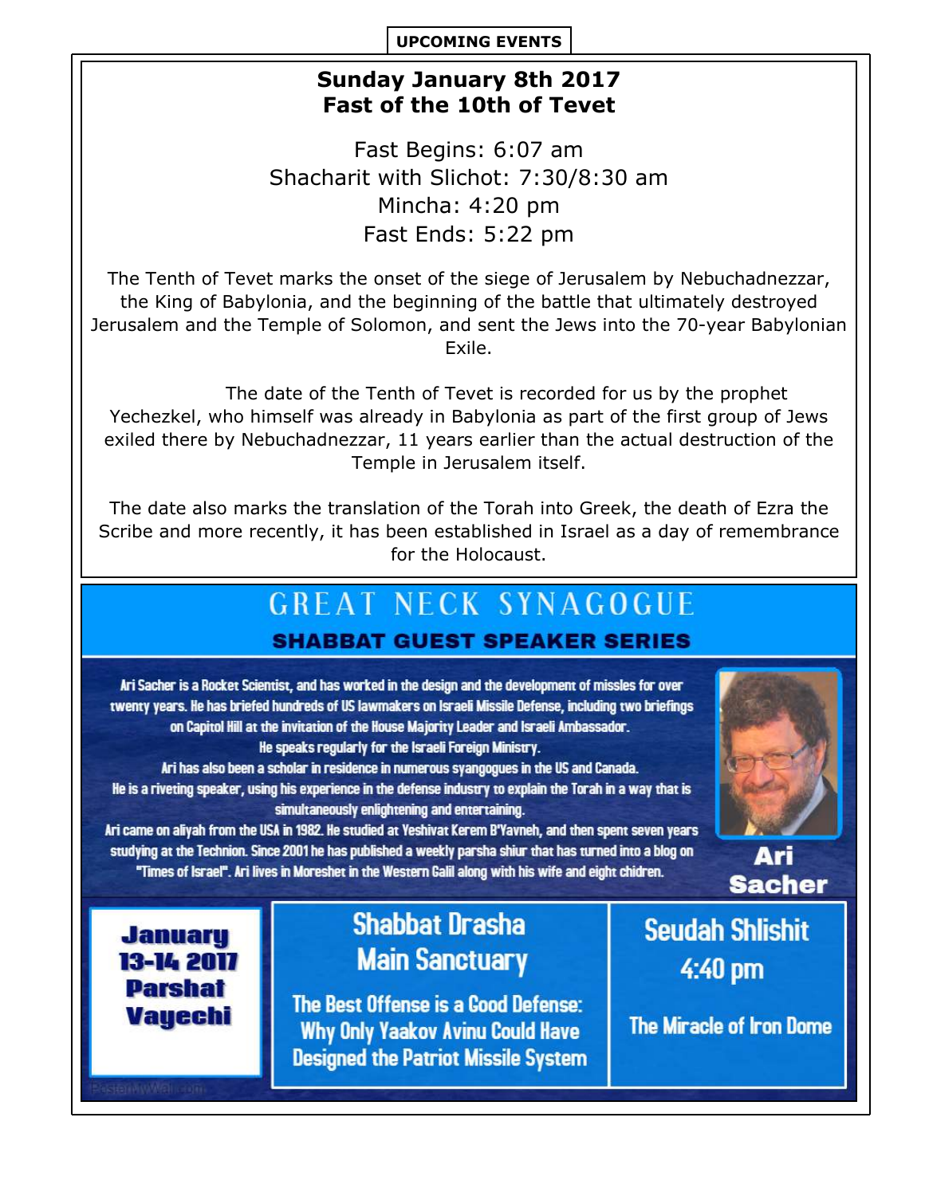**UPCOMING EVENTS**

## Sunday January 8th 2017
## Fast of the 10th of Tevet

Fast Begins: 6:07 am
Shacharit with Slichot: 7:30/8:30 am
Mincha: 4:20 pm
Fast Ends: 5:22 pm

The Tenth of Tevet marks the onset of the siege of Jerusalem by Nebuchadnezzar, the King of Babylonia, and the beginning of the battle that ultimately destroyed Jerusalem and the Temple of Solomon, and sent the Jews into the 70-year Babylonian Exile.

The date of the Tenth of Tevet is recorded for us by the prophet Yechezkel, who himself was already in Babylonia as part of the first group of Jews exiled there by Nebuchadnezzar, 11 years earlier than the actual destruction of the Temple in Jerusalem itself.

The date also marks the translation of the Torah into Greek, the death of Ezra the Scribe and more recently, it has been established in Israel as a day of remembrance for the Holocaust.

# GREAT NECK SYNAGOGUE
## SHABBAT GUEST SPEAKER SERIES

Ari Sacher is a Rocket Scientist, and has worked in the design and the development of missles for over twenty years. He has briefed hundreds of US lawmakers on Israeli Missile Defense, including two briefings on Capitol Hill at the invitation of the House Majority Leader and Israeli Ambassador.
He speaks regularly for the Israeli Foreign Ministry.
Ari has also been a scholar in residence in numerous syangogues in the US and Canada.
He is a riveting speaker, using his experience in the defense industry to explain the Torah in a way that is simultaneously enlightening and entertaining.
Ari came on aliyah from the USA in 1982. He studied at Yeshivat Kerem B'Yavneh, and then spent seven years studying at the Technion. Since 2001 he has published a weekly parsha shiur that has turned into a blog on "Times of Israel". Ari lives in Moreshet in the Western Galil along with his wife and eight chidren.

**Ari Sacher**

**January 13-14 2017**
**Parshat Vayechi**

**Shabbat Drasha**
**Main Sanctuary**

The Best Offense is a Good Defense: Why Only Yaakov Avinu Could Have Designed the Patriot Missile System

**Seudah Shlishit**
**4:40 pm**

The Miracle of Iron Dome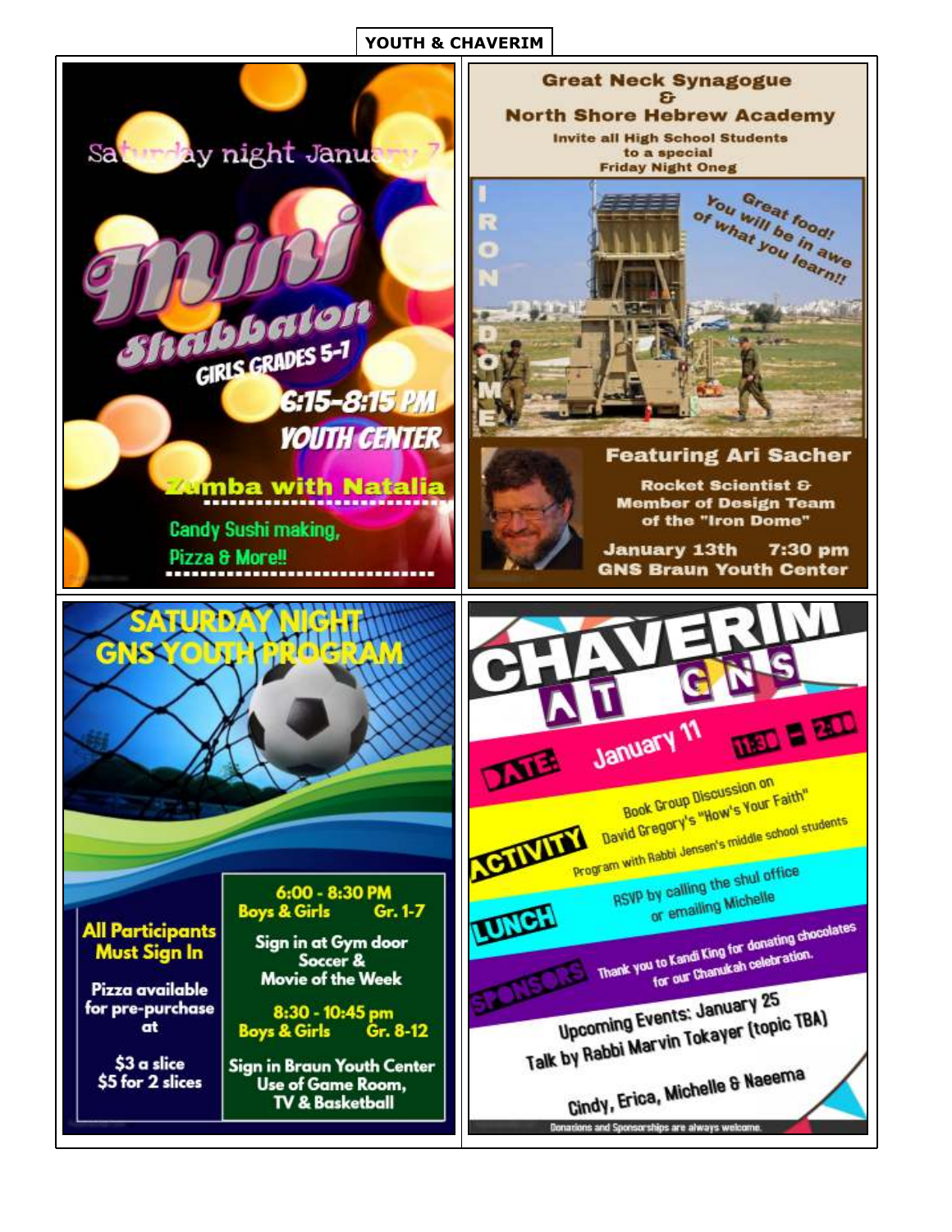# YOUTH & CHAVERIM

## Mini Shabbaton

Saturday night January 7

**Mini Shabbaton**

GIRLS GRADES 5-7

6:15-8:15 PM

YOUTH CENTER

Zumba with Natalia

Candy Sushi making, Pizza & More!!

---

## Great Neck Synagogue & North Shore Hebrew Academy

Invite all High School Students to a special Friday Night Oneg

IRON DOME

You will be in awe of what you learn!! Great food!

**Featuring Ari Sacher**

Rocket Scientist & Member of Design Team of the "Iron Dome"

January 13th 7:30 pm

GNS Braun Youth Center

---

## SATURDAY NIGHT GNS YOUTH PROGRAM

**All Participants Must Sign In**

Pizza available for pre-purchase at

$3 a slice
$5 for 2 slices

**6:00 - 8:30 PM**
Boys & Girls Gr. 1-7

Sign in at Gym door
Soccer & Movie of the Week

**8:30 - 10:45 pm**
Boys & Girls Gr. 8-12

Sign in Braun Youth Center
Use of Game Room, TV & Basketball

---

## CHAVERIM AT GNS

**DATE:** January 11 11:30 - 2:00

**ACTIVITY:** Book Group Discussion on David Gregory's "How's Your Faith"
Program with Rabbi Jensen's middle school students

**LUNCH:** RSVP by calling the shul office or emailing Michelle

**SPONSORS:** Thank you to Kandi King for donating chocolates for our Chanukah celebration.

Upcoming Events: January 25
Talk by Rabbi Marvin Tokayer (topic TBA)

Cindy, Erica, Michelle & Naeema

Donations and Sponsorships are always welcome.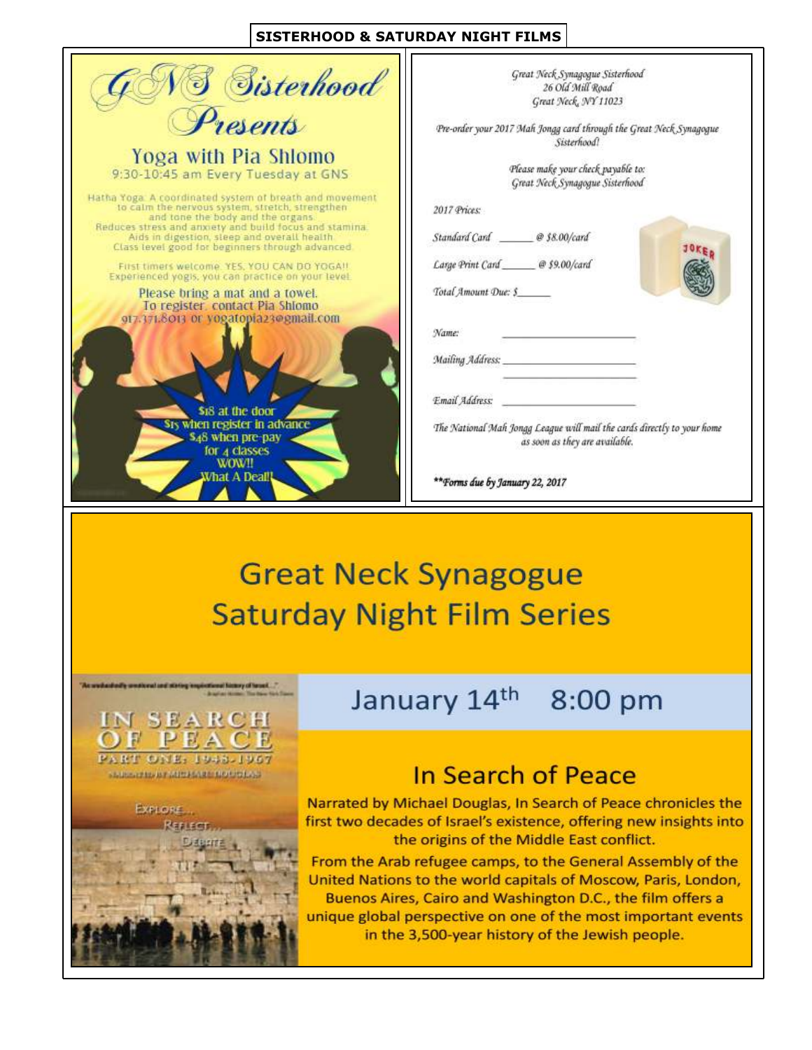# SISTERHOOD & SATURDAY NIGHT FILMS

## GNS Sisterhood Presents

### Yoga with Pia Shlomo

9:30-10:45 am Every Tuesday at GNS

Hatha Yoga: A coordinated system of breath and movement to calm the nervous system, stretch, strengthen and tone the body and the organs. Reduces stress and anxiety and build focus and stamina. Aids in digestion, sleep and overall health. Class level good for beginners through advanced.

First timers welcome. YES, YOU CAN DO YOGA!! Experienced yogis, you can practice on your level.

Please bring a mat and a towel. To register, contact Pia Shlomo 917.371.8013 or yogatopia23@gmail.com

$18 at the door
$15 when register in advance
$48 when pre-pay for 4 classes
WOW!!
What A Deal!!

---

*Great Neck Synagogue Sisterhood*
*26 Old Mill Road*
*Great Neck, NY 11023*

*Pre-order your 2017 Mah Jongg card through the Great Neck Synagogue Sisterhood!*

*Please make your check payable to: Great Neck Synagogue Sisterhood*

*2017 Prices:*

*Standard Card ______ @ $8.00/card*

*Large Print Card ______ @ $9.00/card*

*Total Amount Due: $______*

*Name: ____________________*

*Mailing Address: ____________________*

*Email Address: ____________________*

*The National Mah Jongg League will mail the cards directly to your home as soon as they are available.*

***Forms due by January 22, 2017**

---

# Great Neck Synagogue Saturday Night Film Series

## January 14th 8:00 pm

### In Search of Peace

Narrated by Michael Douglas, In Search of Peace chronicles the first two decades of Israel's existence, offering new insights into the origins of the Middle East conflict.

From the Arab refugee camps, to the General Assembly of the United Nations to the world capitals of Moscow, Paris, London, Buenos Aires, Cairo and Washington D.C., the film offers a unique global perspective on one of the most important events in the 3,500-year history of the Jewish people.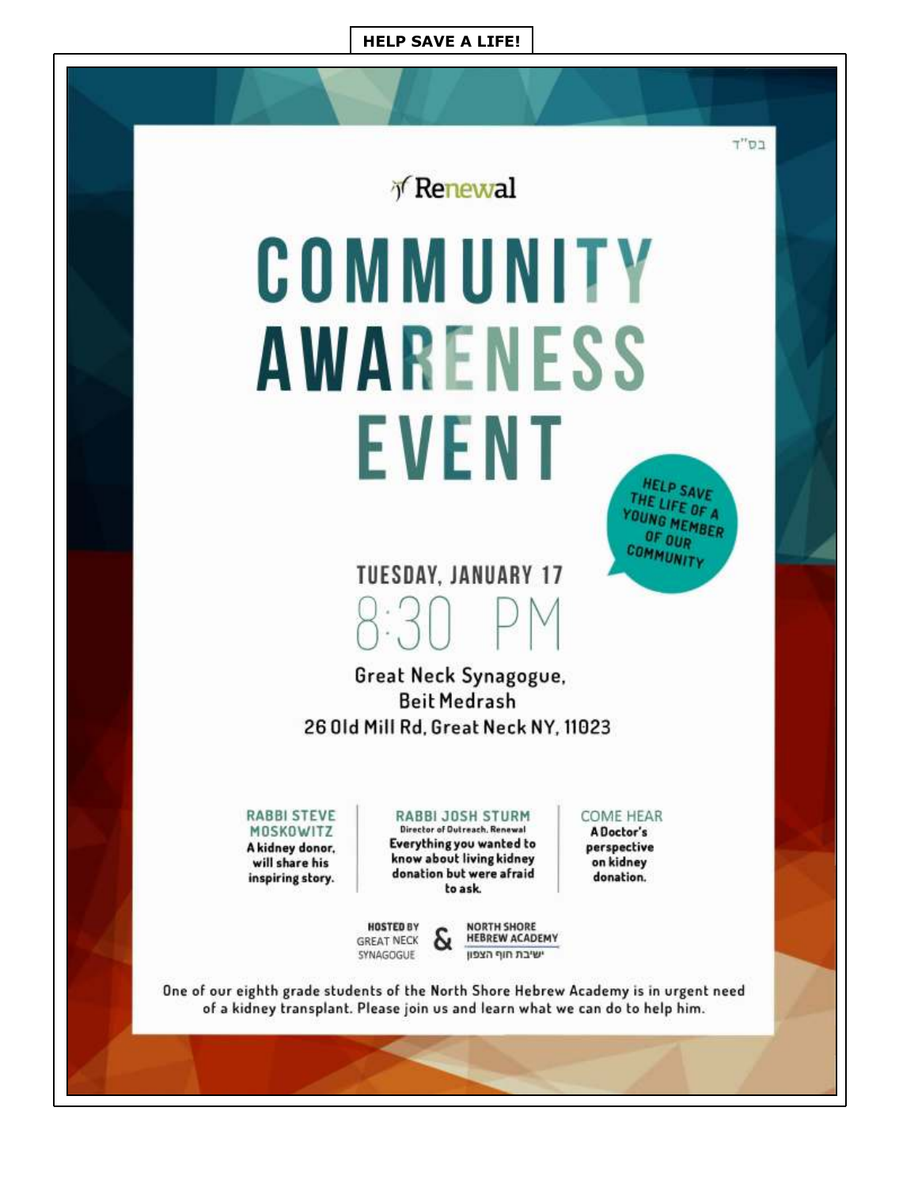**HELP SAVE A LIFE!**

בס"ד

Renewal

# COMMUNITY AWARENESS EVENT

HELP SAVE THE LIFE OF A YOUNG MEMBER OF OUR COMMUNITY

## TUESDAY, JANUARY 17

## 8:30 PM

Great Neck Synagogue,
Beit Medrash
26 Old Mill Rd, Great Neck NY, 11023

**RABBI STEVE MOSKOWITZ**
A kidney donor, will share his inspiring story.

**RABBI JOSH STURM**
Director of Outreach, Renewal
Everything you wanted to know about living kidney donation but were afraid to ask.

**COME HEAR**
A Doctor's perspective on kidney donation.

HOSTED BY GREAT NECK SYNAGOGUE & NORTH SHORE HEBREW ACADEMY ישיבת חוף הצפון

One of our eighth grade students of the North Shore Hebrew Academy is in urgent need of a kidney transplant. Please join us and learn what we can do to help him.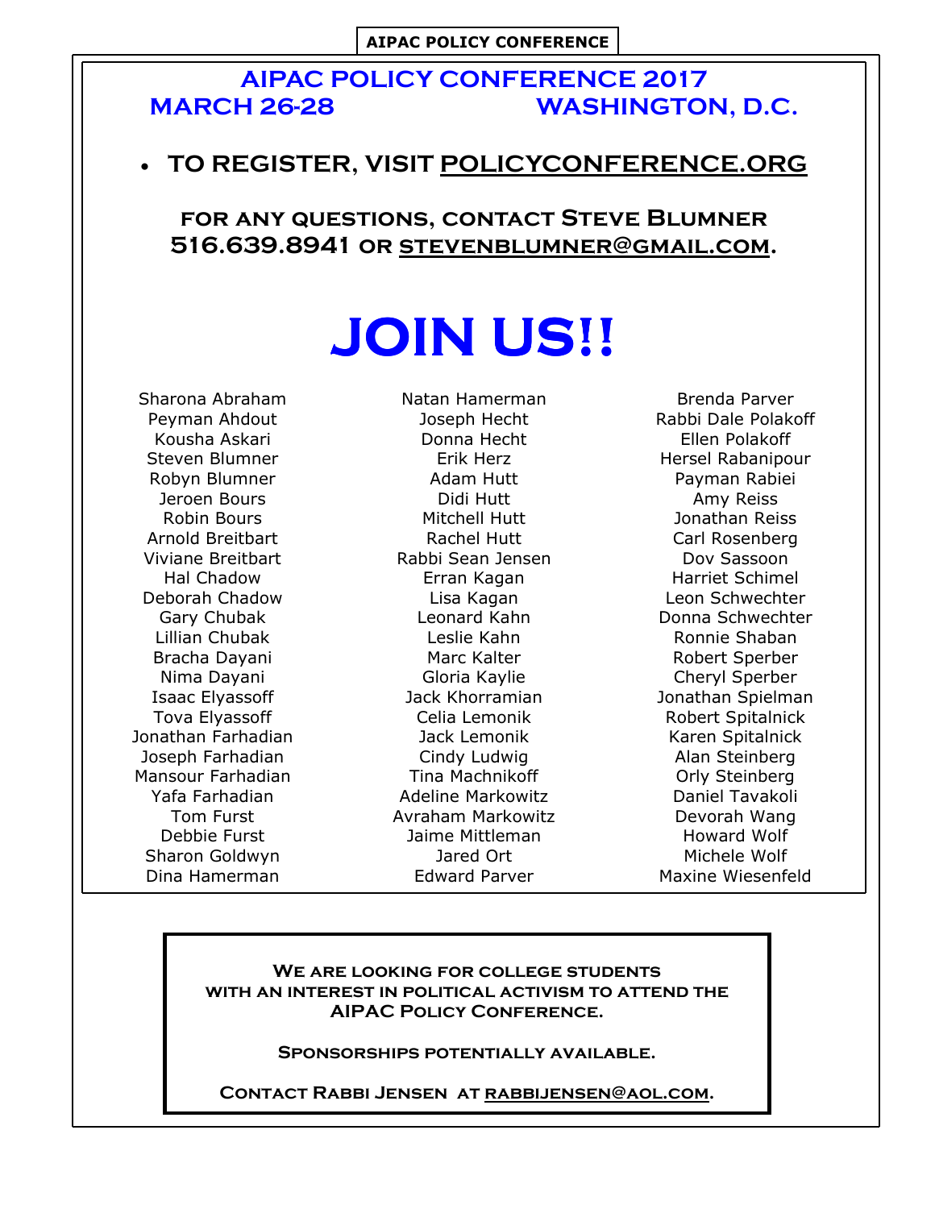AIPAC POLICY CONFERENCE

# AIPAC POLICY CONFERENCE 2017

## MARCH 26-28 WASHINGTON, D.C.

- **TO REGISTER, VISIT POLICYCONFERENCE.ORG**

**FOR ANY QUESTIONS, CONTACT STEVE BLUMNER 516.639.8941 OR STEVENBLUMNER@GMAIL.COM.**

# JOIN US!!

Sharona Abraham
Peyman Ahdout
Kousha Askari
Steven Blumner
Robyn Blumner
Jeroen Bours
Robin Bours
Arnold Breitbart
Viviane Breitbart
Hal Chadow
Deborah Chadow
Gary Chubak
Lillian Chubak
Bracha Dayani
Nima Dayani
Isaac Elyassoff
Tova Elyassoff
Jonathan Farhadian
Joseph Farhadian
Mansour Farhadian
Yafa Farhadian
Tom Furst
Debbie Furst
Sharon Goldwyn
Dina Hamerman
Natan Hamerman
Joseph Hecht
Donna Hecht
Erik Herz
Adam Hutt
Didi Hutt
Mitchell Hutt
Rachel Hutt
Rabbi Sean Jensen
Erran Kagan
Lisa Kagan
Leonard Kahn
Leslie Kahn
Marc Kalter
Gloria Kaylie
Jack Khorramian
Celia Lemonik
Jack Lemonik
Cindy Ludwig
Tina Machnikoff
Adeline Markowitz
Avraham Markowitz
Jaime Mittleman
Jared Ort
Edward Parver
Brenda Parver
Rabbi Dale Polakoff
Ellen Polakoff
Hersel Rabanipour
Payman Rabiei
Amy Reiss
Jonathan Reiss
Carl Rosenberg
Dov Sassoon
Harriet Schimel
Leon Schwechter
Donna Schwechter
Ronnie Shaban
Robert Sperber
Cheryl Sperber
Jonathan Spielman
Robert Spitalnick
Karen Spitalnick
Alan Steinberg
Orly Steinberg
Daniel Tavakoli
Devorah Wang
Howard Wolf
Michele Wolf
Maxine Wiesenfeld

**WE ARE LOOKING FOR COLLEGE STUDENTS WITH AN INTEREST IN POLITICAL ACTIVISM TO ATTEND THE AIPAC POLICY CONFERENCE.**

**SPONSORSHIPS POTENTIALLY AVAILABLE.**

**CONTACT RABBI JENSEN AT RABBIJENSEN@AOL.COM.**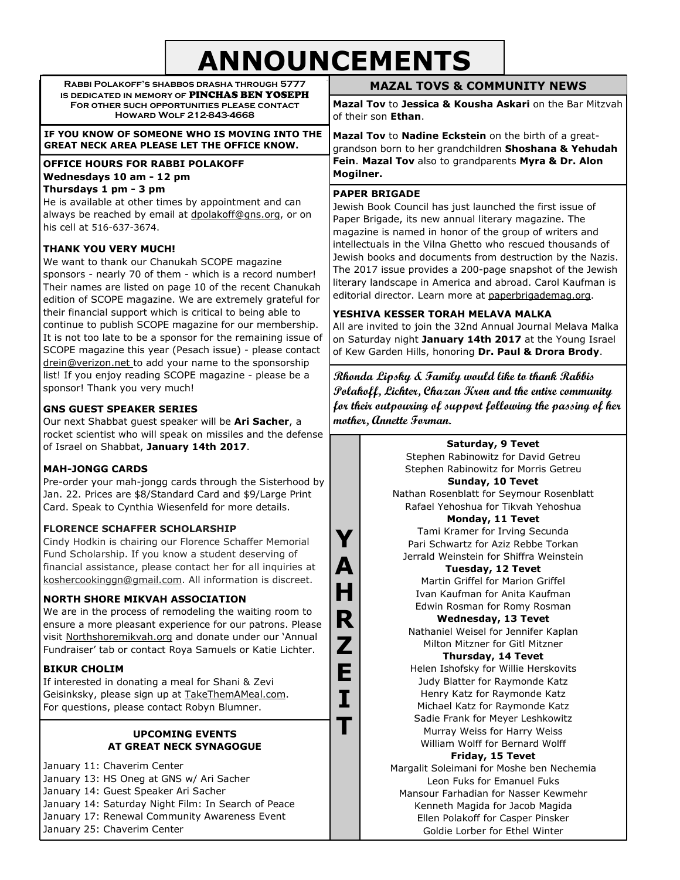# ANNOUNCEMENTS

**RABBI POLAKOFF'S SHABBOS DRASHA THROUGH 5777 IS DEDICATED IN MEMORY OF PINCHAS BEN YOSEPH**
**FOR OTHER SUCH OPPORTUNITIES PLEASE CONTACT HOWARD WOLF 212-843-4668**

**IF YOU KNOW OF SOMEONE WHO IS MOVING INTO THE GREAT NECK AREA PLEASE LET THE OFFICE KNOW.**

### OFFICE HOURS FOR RABBI POLAKOFF

**Wednesdays 10 am - 12 pm**
**Thursdays 1 pm - 3 pm**
He is available at other times by appointment and can always be reached by email at dpolakoff@gns.org, or on his cell at 516-637-3674.

### THANK YOU VERY MUCH!

We want to thank our Chanukah SCOPE magazine sponsors - nearly 70 of them - which is a record number! Their names are listed on page 10 of the recent Chanukah edition of SCOPE magazine. We are extremely grateful for their financial support which is critical to being able to continue to publish SCOPE magazine for our membership. It is not too late to be a sponsor for the remaining issue of SCOPE magazine this year (Pesach issue) - please contact drein@verizon.net to add your name to the sponsorship list! If you enjoy reading SCOPE magazine - please be a sponsor! Thank you very much!

### GNS GUEST SPEAKER SERIES

Our next Shabbat guest speaker will be **Ari Sacher**, a rocket scientist who will speak on missiles and the defense of Israel on Shabbat, **January 14th 2017**.

### MAH-JONGG CARDS

Pre-order your mah-jongg cards through the Sisterhood by Jan. 22. Prices are $8/Standard Card and $9/Large Print Card. Speak to Cynthia Wiesenfeld for more details.

### FLORENCE SCHAFFER SCHOLARSHIP

Cindy Hodkin is chairing our Florence Schaffer Memorial Fund Scholarship. If you know a student deserving of financial assistance, please contact her for all inquiries at koshercookinggn@gmail.com. All information is discreet.

### NORTH SHORE MIKVAH ASSOCIATION

We are in the process of remodeling the waiting room to ensure a more pleasant experience for our patrons. Please visit Northshoremikvah.org and donate under our 'Annual Fundraiser' tab or contact Roya Samuels or Katie Lichter.

### BIKUR CHOLIM

If interested in donating a meal for Shani & Zevi Geisinksky, please sign up at TakeThemAMeal.com. For questions, please contact Robyn Blumner.

### UPCOMING EVENTS AT GREAT NECK SYNAGOGUE

January 11: Chaverim Center
January 13: HS Oneg at GNS w/ Ari Sacher
January 14: Guest Speaker Ari Sacher
January 14: Saturday Night Film: In Search of Peace
January 17: Renewal Community Awareness Event
January 25: Chaverim Center

## MAZAL TOVS & COMMUNITY NEWS

**Mazal Tov** to **Jessica & Kousha Askari** on the Bar Mitzvah of their son **Ethan**.

**Mazal Tov** to **Nadine Eckstein** on the birth of a great-grandson born to her grandchildren **Shoshana & Yehudah Fein**. **Mazal Tov** also to grandparents **Myra & Dr. Alon Mogilner.**

### PAPER BRIGADE

Jewish Book Council has just launched the first issue of Paper Brigade, its new annual literary magazine. The magazine is named in honor of the group of writers and intellectuals in the Vilna Ghetto who rescued thousands of Jewish books and documents from destruction by the Nazis. The 2017 issue provides a 200-page snapshot of the Jewish literary landscape in America and abroad. Carol Kaufman is editorial director. Learn more at paperbrigademag.org.

### YESHIVA KESSER TORAH MELAVA MALKA

All are invited to join the 32nd Annual Journal Melava Malka on Saturday night **January 14th 2017** at the Young Israel of Kew Garden Hills, honoring **Dr. Paul & Drora Brody**.

***Rhonda Lipsky & Family would like to thank Rabbis Polakoff, Lichter, Chazan Kron and the entire community for their outpouring of support following the passing of her mother, Annette Forman.***

## YAHRZEIT

**Saturday, 9 Tevet**
Stephen Rabinowitz for David Getreu
Stephen Rabinowitz for Morris Getreu

**Sunday, 10 Tevet**
Nathan Rosenblatt for Seymour Rosenblatt
Rafael Yehoshua for Tikvah Yehoshua

**Monday, 11 Tevet**
Tami Kramer for Irving Secunda
Pari Schwartz for Aziz Rebbe Torkan
Jerrald Weinstein for Shiffra Weinstein

**Tuesday, 12 Tevet**
Martin Griffel for Marion Griffel
Ivan Kaufman for Anita Kaufman
Edwin Rosman for Romy Rosman

**Wednesday, 13 Tevet**
Nathaniel Weisel for Jennifer Kaplan
Milton Mitzner for Gitl Mitzner

**Thursday, 14 Tevet**
Helen Ishofsky for Willie Herskovits
Judy Blatter for Raymonde Katz
Henry Katz for Raymonde Katz
Michael Katz for Raymonde Katz
Sadie Frank for Meyer Leshkowitz
Murray Weiss for Harry Weiss
William Wolff for Bernard Wolff

**Friday, 15 Tevet**
Margalit Soleimani for Moshe ben Nechemia
Leon Fuks for Emanuel Fuks
Mansour Farhadian for Nasser Kewmehr
Kenneth Magida for Jacob Magida
Ellen Polakoff for Casper Pinsker
Goldie Lorber for Ethel Winter